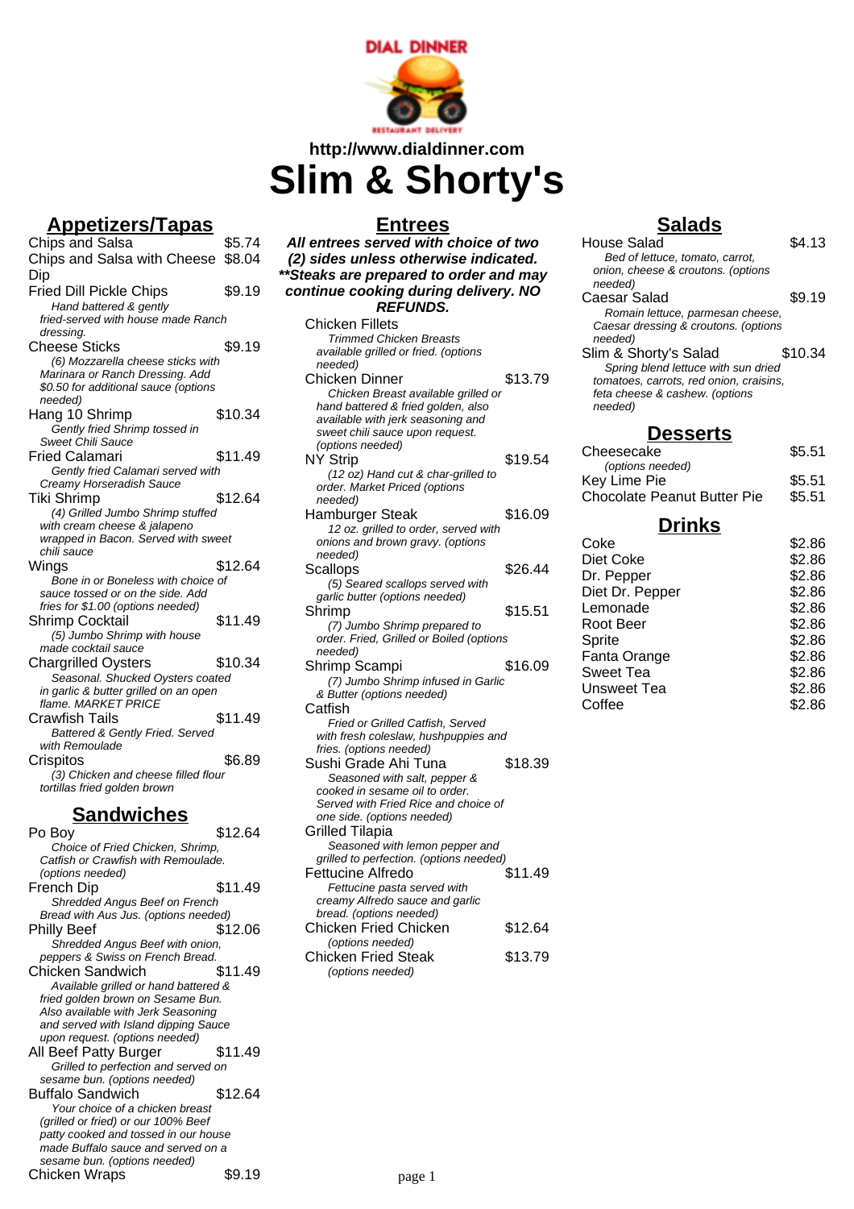http://www.dialdinner.com

# Slim & Shorty's

## Appetizers/Tapas

**Chips and Salsa** $5.74

**Chips and Salsa with Cheese Dip** $8.04

**Fried Dill Pickle Chips** $9.19
*Hand battered & gently fried-served with house made Ranch dressing.*

**Cheese Sticks** $9.19
*(6) Mozzarella cheese sticks with Marinara or Ranch Dressing. Add $0.50 for additional sauce (options needed)*

**Hang 10 Shrimp** $10.34
*Gently fried Shrimp tossed in Sweet Chili Sauce*

**Fried Calamari** $11.49
*Gently fried Calamari served with Creamy Horseradish Sauce*

**Tiki Shrimp** $12.64
*(4) Grilled Jumbo Shrimp stuffed with cream cheese & jalapeno wrapped in Bacon. Served with sweet chili sauce*

**Wings** $12.64
*Bone in or Boneless with choice of sauce tossed or on the side. Add fries for $1.00 (options needed)*

**Shrimp Cocktail** $11.49
*(5) Jumbo Shrimp with house made cocktail sauce*

**Chargrilled Oysters** $10.34
*Seasonal. Shucked Oysters coated in garlic & butter grilled on an open flame. MARKET PRICE*

**Crawfish Tails** $11.49
*Battered & Gently Fried. Served with Remoulade*

**Crispitos** $6.89
*(3) Chicken and cheese filled flour tortillas fried golden brown*

## Sandwiches

**Po Boy** $12.64
*Choice of Fried Chicken, Shrimp, Catfish or Crawfish with Remoulade. (options needed)*

**French Dip** $11.49
*Shredded Angus Beef on French Bread with Aus Jus. (options needed)*

**Philly Beef** $12.06
*Shredded Angus Beef with onion, peppers & Swiss on French Bread.*

**Chicken Sandwich** $11.49
*Available grilled or hand battered & fried golden brown on Sesame Bun. Also available with Jerk Seasoning and served with Island dipping Sauce upon request. (options needed)*

**All Beef Patty Burger** $11.49
*Grilled to perfection and served on sesame bun. (options needed)*

**Buffalo Sandwich** $12.64
*Your choice of a chicken breast (grilled or fried) or our 100% Beef patty cooked and tossed in our house made Buffalo sauce and served on a sesame bun. (options needed)*

**Chicken Wraps** $9.19

## Entrees

***All entrees served with choice of two (2) sides unless otherwise indicated. \*\*Steaks are prepared to order and may continue cooking during delivery. NO REFUNDS.***

**Chicken Fillets**
*Trimmed Chicken Breasts available grilled or fried. (options needed)*

**Chicken Dinner** $13.79
*Chicken Breast available grilled or hand battered & fried golden, also available with jerk seasoning and sweet chili sauce upon request. (options needed)*

**NY Strip** $19.54
*(12 oz) Hand cut & char-grilled to order. Market Priced (options needed)*

**Hamburger Steak** $16.09
*12 oz. grilled to order, served with onions and brown gravy. (options needed)*

**Scallops** $26.44
*(5) Seared scallops served with garlic butter (options needed)*

**Shrimp** $15.51
*(7) Jumbo Shrimp prepared to order. Fried, Grilled or Boiled (options needed)*

**Shrimp Scampi** $16.09
*(7) Jumbo Shrimp infused in Garlic & Butter (options needed)*

**Catfish**
*Fried or Grilled Catfish, Served with fresh coleslaw, hushpuppies and fries. (options needed)*

**Sushi Grade Ahi Tuna** $18.39
*Seasoned with salt, pepper & cooked in sesame oil to order. Served with Fried Rice and choice of one side. (options needed)*

**Grilled Tilapia**
*Seasoned with lemon pepper and grilled to perfection. (options needed)*

**Fettucine Alfredo** $11.49
*Fettucine pasta served with creamy Alfredo sauce and garlic bread. (options needed)*

**Chicken Fried Chicken** $12.64
*(options needed)*

**Chicken Fried Steak** $13.79
*(options needed)*

## Salads

**House Salad** $4.13
*Bed of lettuce, tomato, carrot, onion, cheese & croutons. (options needed)*

**Caesar Salad** $9.19
*Romain lettuce, parmesan cheese, Caesar dressing & croutons. (options needed)*

**Slim & Shorty's Salad** $10.34
*Spring blend lettuce with sun dried tomatoes, carrots, red onion, craisins, feta cheese & cashew. (options needed)*

## Desserts

**Cheesecake** $5.51
*(options needed)*

**Key Lime Pie** $5.51

**Chocolate Peanut Butter Pie** $5.51

## Drinks

| Item | Price |
|---|---|
| Coke | $2.86 |
| Diet Coke | $2.86 |
| Dr. Pepper | $2.86 |
| Diet Dr. Pepper | $2.86 |
| Lemonade | $2.86 |
| Root Beer | $2.86 |
| Sprite | $2.86 |
| Fanta Orange | $2.86 |
| Sweet Tea | $2.86 |
| Unsweet Tea | $2.86 |
| Coffee | $2.86 |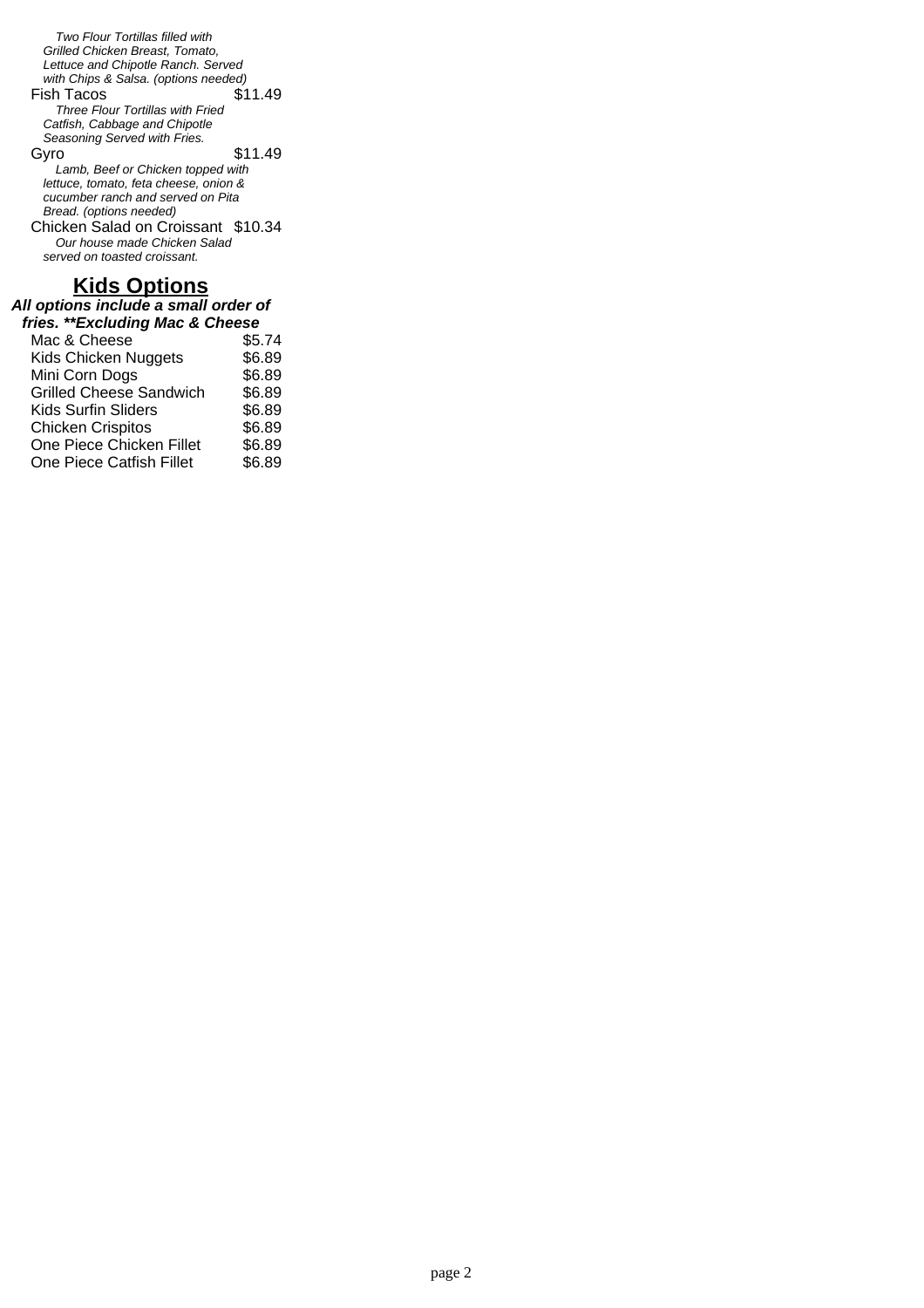*Two Flour Tortillas filled with Grilled Chicken Breast, Tomato, Lettuce and Chipotle Ranch. Served with Chips & Salsa. (options needed)*

Fish Tacos $11.49

*Three Flour Tortillas with Fried Catfish, Cabbage and Chipotle Seasoning Served with Fries.*

Gyro $11.49

*Lamb, Beef or Chicken topped with lettuce, tomato, feta cheese, onion & cucumber ranch and served on Pita Bread. (options needed)*

Chicken Salad on Croissant $10.34

*Our house made Chicken Salad served on toasted croissant.*

## Kids Options

***All options include a small order of fries. **Excluding Mac & Cheese***

| | |
|---|---|
| Mac & Cheese | $5.74 |
| Kids Chicken Nuggets | $6.89 |
| Mini Corn Dogs | $6.89 |
| Grilled Cheese Sandwich | $6.89 |
| Kids Surfin Sliders | $6.89 |
| Chicken Crispitos | $6.89 |
| One Piece Chicken Fillet | $6.89 |
| One Piece Catfish Fillet | $6.89 |